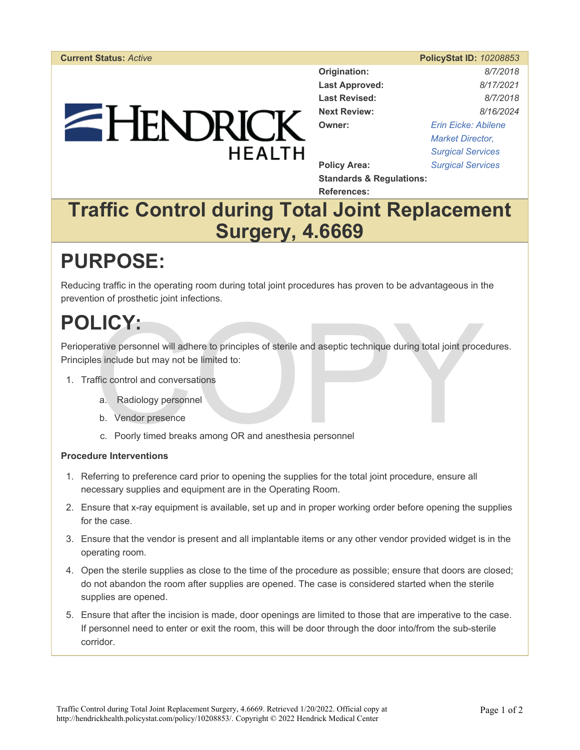**Current Status:** *Active* **PolicyStat ID:** *10208853*

HENDRICK HEALTH

| | |
|---|---|
| **Origination:** | *8/7/2018* |
| **Last Approved:** | *8/17/2021* |
| **Last Revised:** | *8/7/2018* |
| **Next Review:** | *8/16/2024* |
| **Owner:** | *Erin Eicke: Abilene Market Director, Surgical Services* |
| **Policy Area:** | *Surgical Services* |
| **Standards & Regulations:** | |
| **References:** | |

# Traffic Control during Total Joint Replacement Surgery, 4.6669

# PURPOSE:

Reducing traffic in the operating room during total joint procedures has proven to be advantageous in the prevention of prosthetic joint infections.

# POLICY:

Perioperative personnel will adhere to principles of sterile and aseptic technique during total joint procedures. Principles include but may not be limited to:

1. Traffic control and conversations
   a. Radiology personnel
   b. Vendor presence
   c. Poorly timed breaks among OR and anesthesia personnel

**Procedure Interventions**

1. Referring to preference card prior to opening the supplies for the total joint procedure, ensure all necessary supplies and equipment are in the Operating Room.
2. Ensure that x-ray equipment is available, set up and in proper working order before opening the supplies for the case.
3. Ensure that the vendor is present and all implantable items or any other vendor provided widget is in the operating room.
4. Open the sterile supplies as close to the time of the procedure as possible; ensure that doors are closed; do not abandon the room after supplies are opened. The case is considered started when the sterile supplies are opened.
5. Ensure that after the incision is made, door openings are limited to those that are imperative to the case. If personnel need to enter or exit the room, this will be door through the door into/from the sub-sterile corridor.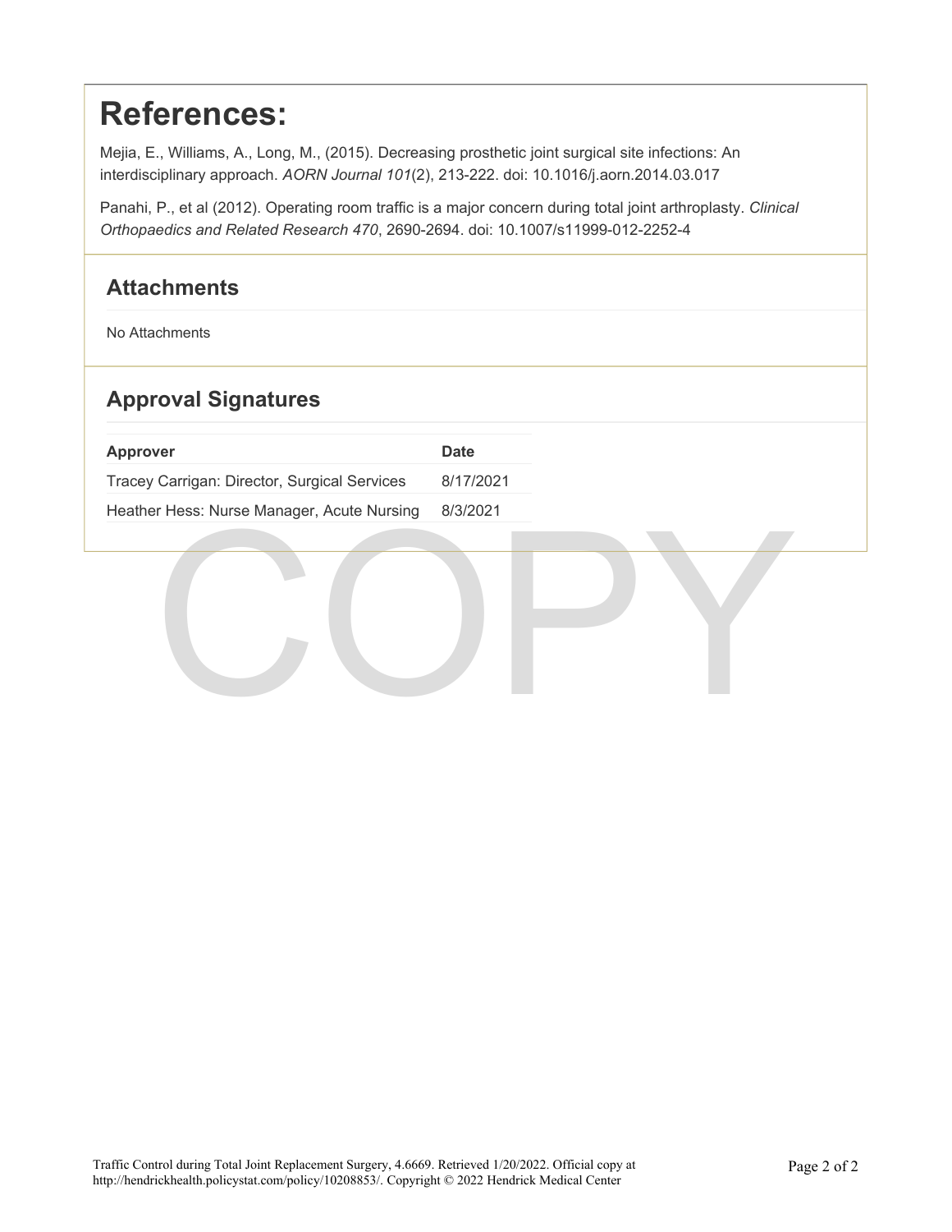# References:

Mejia, E., Williams, A., Long, M., (2015). Decreasing prosthetic joint surgical site infections: An interdisciplinary approach. *AORN Journal 101*(2), 213-222. doi: 10.1016/j.aorn.2014.03.017

Panahi, P., et al (2012). Operating room traffic is a major concern during total joint arthroplasty. *Clinical Orthopaedics and Related Research 470*, 2690-2694. doi: 10.1007/s11999-012-2252-4

## Attachments

No Attachments

## Approval Signatures

| Approver | Date |
|---|---|
| Tracey Carrigan: Director, Surgical Services | 8/17/2021 |
| Heather Hess: Nurse Manager, Acute Nursing | 8/3/2021 |